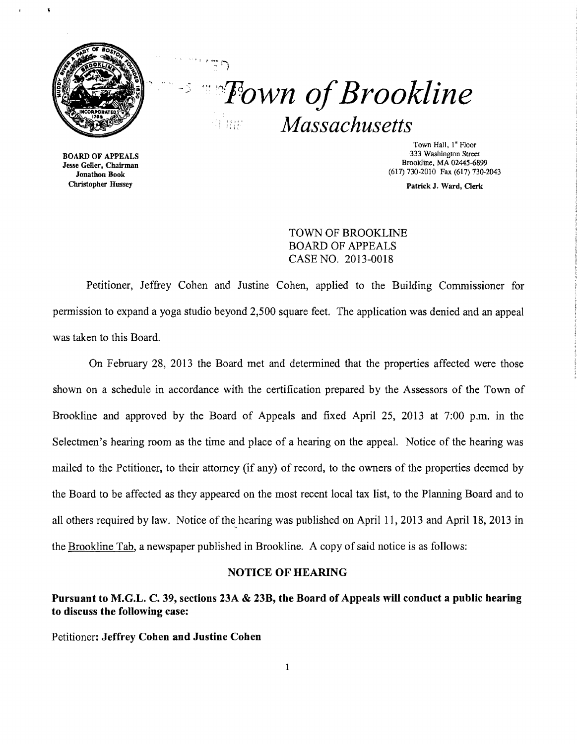# Town of Brookline

## Massachusetts

BOARD OF APPEALS
Jesse Geller, Chairman
Jonathon Book
Christopher Hussey

Town Hall, 1st Floor
333 Washington Street
Brookline, MA 02445-6899
(617) 730-2010 Fax (617) 730-2043

Patrick J. Ward, Clerk

TOWN OF BROOKLINE
BOARD OF APPEALS
CASE NO. 2013-0018

Petitioner, Jeffrey Cohen and Justine Cohen, applied to the Building Commissioner for permission to expand a yoga studio beyond 2,500 square feet. The application was denied and an appeal was taken to this Board.

On February 28, 2013 the Board met and determined that the properties affected were those shown on a schedule in accordance with the certification prepared by the Assessors of the Town of Brookline and approved by the Board of Appeals and fixed April 25, 2013 at 7:00 p.m. in the Selectmen's hearing room as the time and place of a hearing on the appeal. Notice of the hearing was mailed to the Petitioner, to their attorney (if any) of record, to the owners of the properties deemed by the Board to be affected as they appeared on the most recent local tax list, to the Planning Board and to all others required by law. Notice of the hearing was published on April 11, 2013 and April 18, 2013 in the Brookline Tab, a newspaper published in Brookline. A copy of said notice is as follows:

**NOTICE OF HEARING**

**Pursuant to M.G.L. C. 39, sections 23A & 23B, the Board of Appeals will conduct a public hearing to discuss the following case:**

Petitioner: **Jeffrey Cohen and Justine Cohen**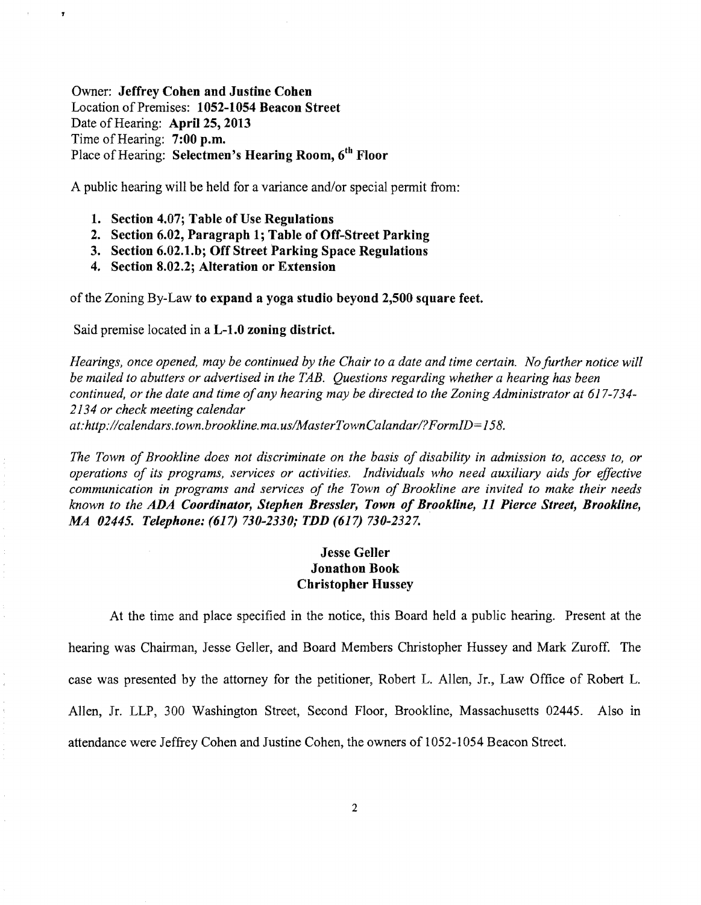Owner: **Jeffrey Cohen and Justine Cohen**
Location of Premises: **1052-1054 Beacon Street**
Date of Hearing: **April 25, 2013**
Time of Hearing: **7:00 p.m.**
Place of Hearing: **Selectmen's Hearing Room, 6th Floor**

A public hearing will be held for a variance and/or special permit from:

1. **Section 4.07; Table of Use Regulations**
2. **Section 6.02, Paragraph 1; Table of Off-Street Parking**
3. **Section 6.02.1.b; Off Street Parking Space Regulations**
4. **Section 8.02.2; Alteration or Extension**

of the Zoning By-Law **to expand a yoga studio beyond 2,500 square feet.**

Said premise located in a **L-1.0 zoning district.**

*Hearings, once opened, may be continued by the Chair to a date and time certain. No further notice will be mailed to abutters or advertised in the TAB. Questions regarding whether a hearing has been continued, or the date and time of any hearing may be directed to the Zoning Administrator at 617-734-2134 or check meeting calendar at:http://calendars.town.brookline.ma.us/MasterTownCalandar/?FormID=158.*

*The Town of Brookline does not discriminate on the basis of disability in admission to, access to, or operations of its programs, services or activities. Individuals who need auxiliary aids for effective communication in programs and services of the Town of Brookline are invited to make their needs known to the* ***ADA Coordinator, Stephen Bressler, Town of Brookline, 11 Pierce Street, Brookline, MA 02445. Telephone: (617) 730-2330; TDD (617) 730-2327.***

**Jesse Geller**
**Jonathon Book**
**Christopher Hussey**

At the time and place specified in the notice, this Board held a public hearing. Present at the hearing was Chairman, Jesse Geller, and Board Members Christopher Hussey and Mark Zuroff. The case was presented by the attorney for the petitioner, Robert L. Allen, Jr., Law Office of Robert L. Allen, Jr. LLP, 300 Washington Street, Second Floor, Brookline, Massachusetts 02445. Also in attendance were Jeffrey Cohen and Justine Cohen, the owners of 1052-1054 Beacon Street.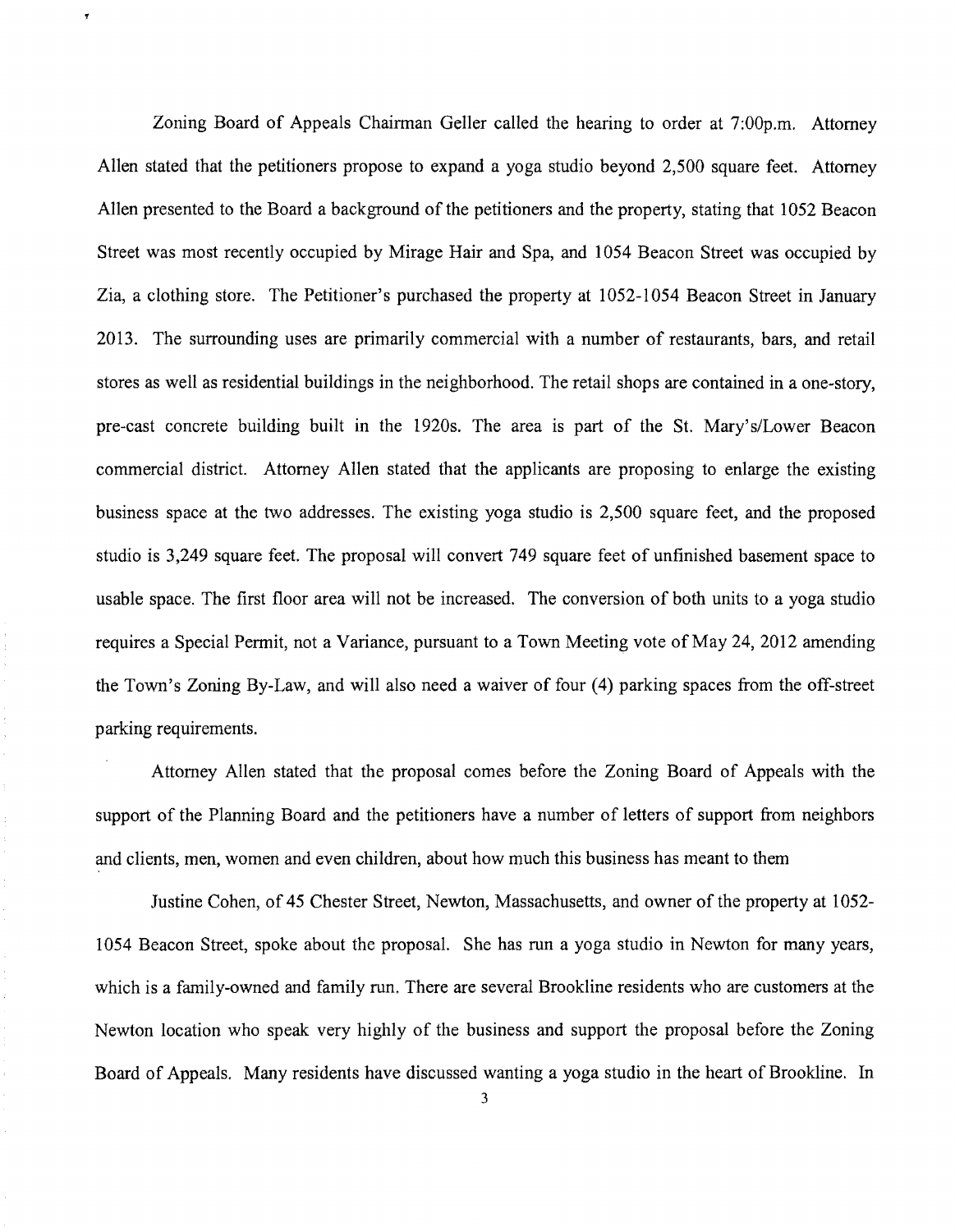Zoning Board of Appeals Chairman Geller called the hearing to order at 7:00p.m. Attorney Allen stated that the petitioners propose to expand a yoga studio beyond 2,500 square feet. Attorney Allen presented to the Board a background of the petitioners and the property, stating that 1052 Beacon Street was most recently occupied by Mirage Hair and Spa, and 1054 Beacon Street was occupied by Zia, a clothing store. The Petitioner's purchased the property at 1052-1054 Beacon Street in January 2013. The surrounding uses are primarily commercial with a number of restaurants, bars, and retail stores as well as residential buildings in the neighborhood. The retail shops are contained in a one-story, pre-cast concrete building built in the 1920s. The area is part of the St. Mary's/Lower Beacon commercial district. Attorney Allen stated that the applicants are proposing to enlarge the existing business space at the two addresses. The existing yoga studio is 2,500 square feet, and the proposed studio is 3,249 square feet. The proposal will convert 749 square feet of unfinished basement space to usable space. The first floor area will not be increased. The conversion of both units to a yoga studio requires a Special Permit, not a Variance, pursuant to a Town Meeting vote of May 24, 2012 amending the Town's Zoning By-Law, and will also need a waiver of four (4) parking spaces from the off-street parking requirements.

Attorney Allen stated that the proposal comes before the Zoning Board of Appeals with the support of the Planning Board and the petitioners have a number of letters of support from neighbors and clients, men, women and even children, about how much this business has meant to them

Justine Cohen, of 45 Chester Street, Newton, Massachusetts, and owner of the property at 1052-1054 Beacon Street, spoke about the proposal. She has run a yoga studio in Newton for many years, which is a family-owned and family run. There are several Brookline residents who are customers at the Newton location who speak very highly of the business and support the proposal before the Zoning Board of Appeals. Many residents have discussed wanting a yoga studio in the heart of Brookline. In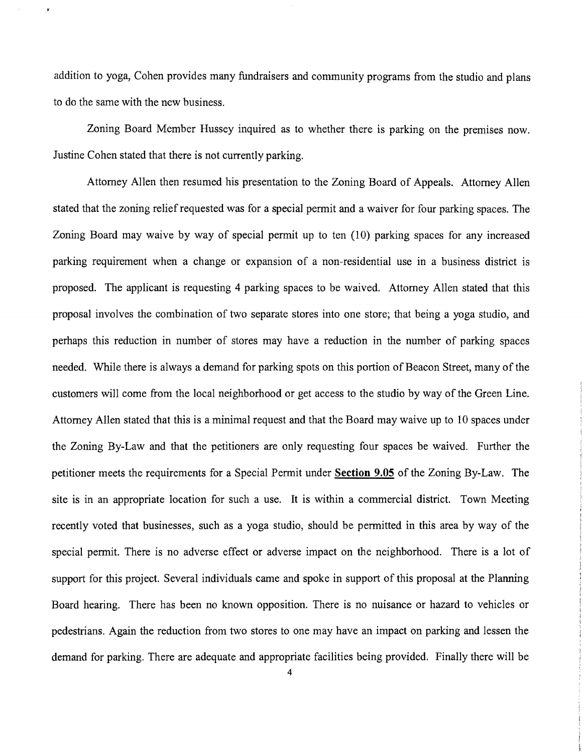addition to yoga, Cohen provides many fundraisers and community programs from the studio and plans to do the same with the new business.

Zoning Board Member Hussey inquired as to whether there is parking on the premises now. Justine Cohen stated that there is not currently parking.

Attorney Allen then resumed his presentation to the Zoning Board of Appeals. Attorney Allen stated that the zoning relief requested was for a special permit and a waiver for four parking spaces. The Zoning Board may waive by way of special permit up to ten (10) parking spaces for any increased parking requirement when a change or expansion of a non-residential use in a business district is proposed. The applicant is requesting 4 parking spaces to be waived. Attorney Allen stated that this proposal involves the combination of two separate stores into one store; that being a yoga studio, and perhaps this reduction in number of stores may have a reduction in the number of parking spaces needed. While there is always a demand for parking spots on this portion of Beacon Street, many of the customers will come from the local neighborhood or get access to the studio by way of the Green Line. Attorney Allen stated that this is a minimal request and that the Board may waive up to 10 spaces under the Zoning By-Law and that the petitioners are only requesting four spaces be waived. Further the petitioner meets the requirements for a Special Permit under **Section 9.05** of the Zoning By-Law. The site is in an appropriate location for such a use. It is within a commercial district. Town Meeting recently voted that businesses, such as a yoga studio, should be permitted in this area by way of the special permit. There is no adverse effect or adverse impact on the neighborhood. There is a lot of support for this project. Several individuals came and spoke in support of this proposal at the Planning Board hearing. There has been no known opposition. There is no nuisance or hazard to vehicles or pedestrians. Again the reduction from two stores to one may have an impact on parking and lessen the demand for parking. There are adequate and appropriate facilities being provided. Finally there will be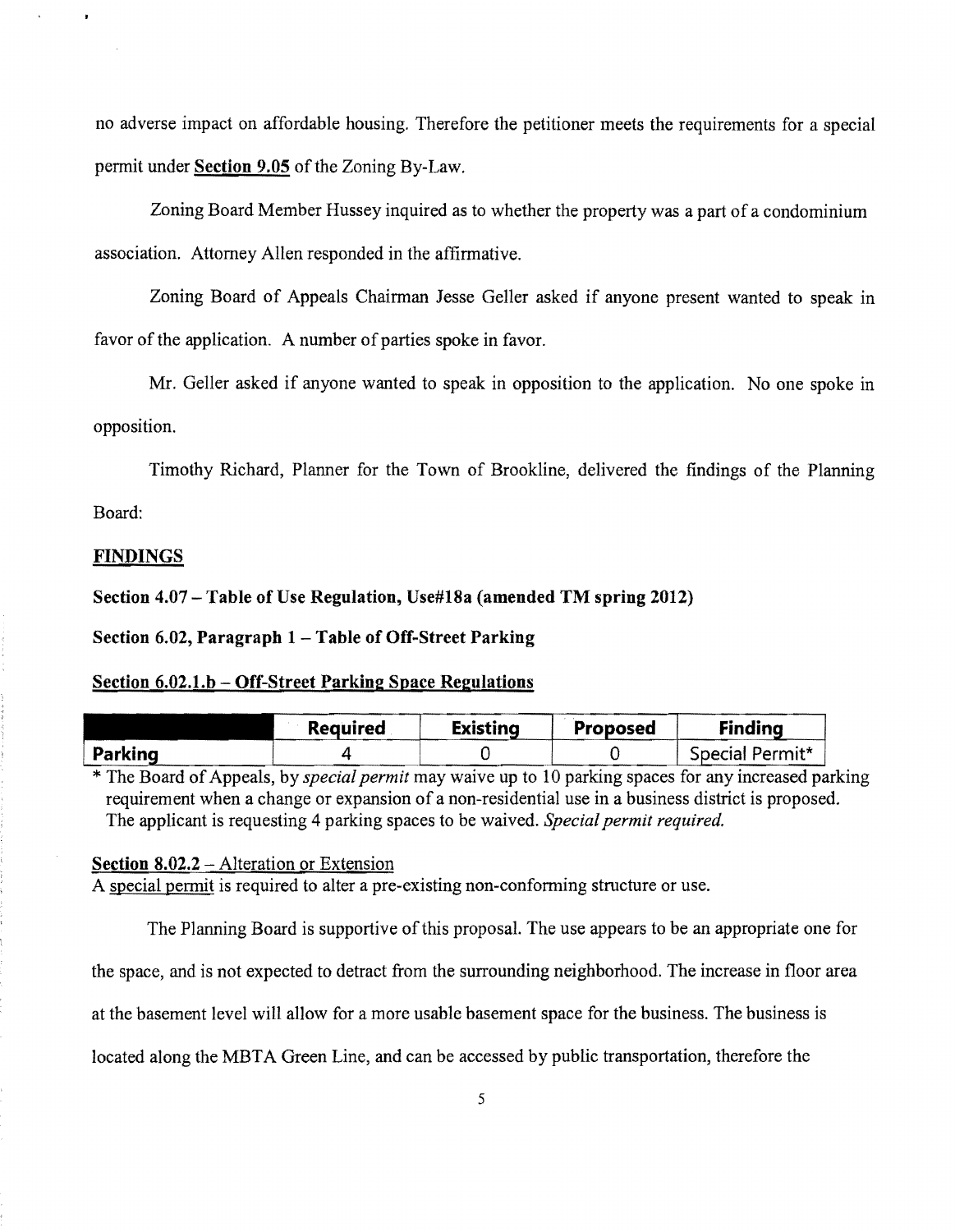no adverse impact on affordable housing. Therefore the petitioner meets the requirements for a special permit under **Section 9.05** of the Zoning By-Law.

Zoning Board Member Hussey inquired as to whether the property was a part of a condominium association. Attorney Allen responded in the affirmative.

Zoning Board of Appeals Chairman Jesse Geller asked if anyone present wanted to speak in favor of the application. A number of parties spoke in favor.

Mr. Geller asked if anyone wanted to speak in opposition to the application. No one spoke in opposition.

Timothy Richard, Planner for the Town of Brookline, delivered the findings of the Planning Board:

**FINDINGS**

**Section 4.07 – Table of Use Regulation, Use#18a (amended TM spring 2012)**

**Section 6.02, Paragraph 1 – Table of Off-Street Parking**

**Section 6.02.1.b – Off-Street Parking Space Regulations**

| | Required | Existing | Proposed | Finding |
|---|---|---|---|---|
| **Parking** | 4 | 0 | 0 | Special Permit* |

\* The Board of Appeals, by *special permit* may waive up to 10 parking spaces for any increased parking requirement when a change or expansion of a non-residential use in a business district is proposed. The applicant is requesting 4 parking spaces to be waived. *Special permit required.*

**Section 8.02.2** – Alteration or Extension

A special permit is required to alter a pre-existing non-conforming structure or use.

The Planning Board is supportive of this proposal. The use appears to be an appropriate one for the space, and is not expected to detract from the surrounding neighborhood. The increase in floor area at the basement level will allow for a more usable basement space for the business. The business is located along the MBTA Green Line, and can be accessed by public transportation, therefore the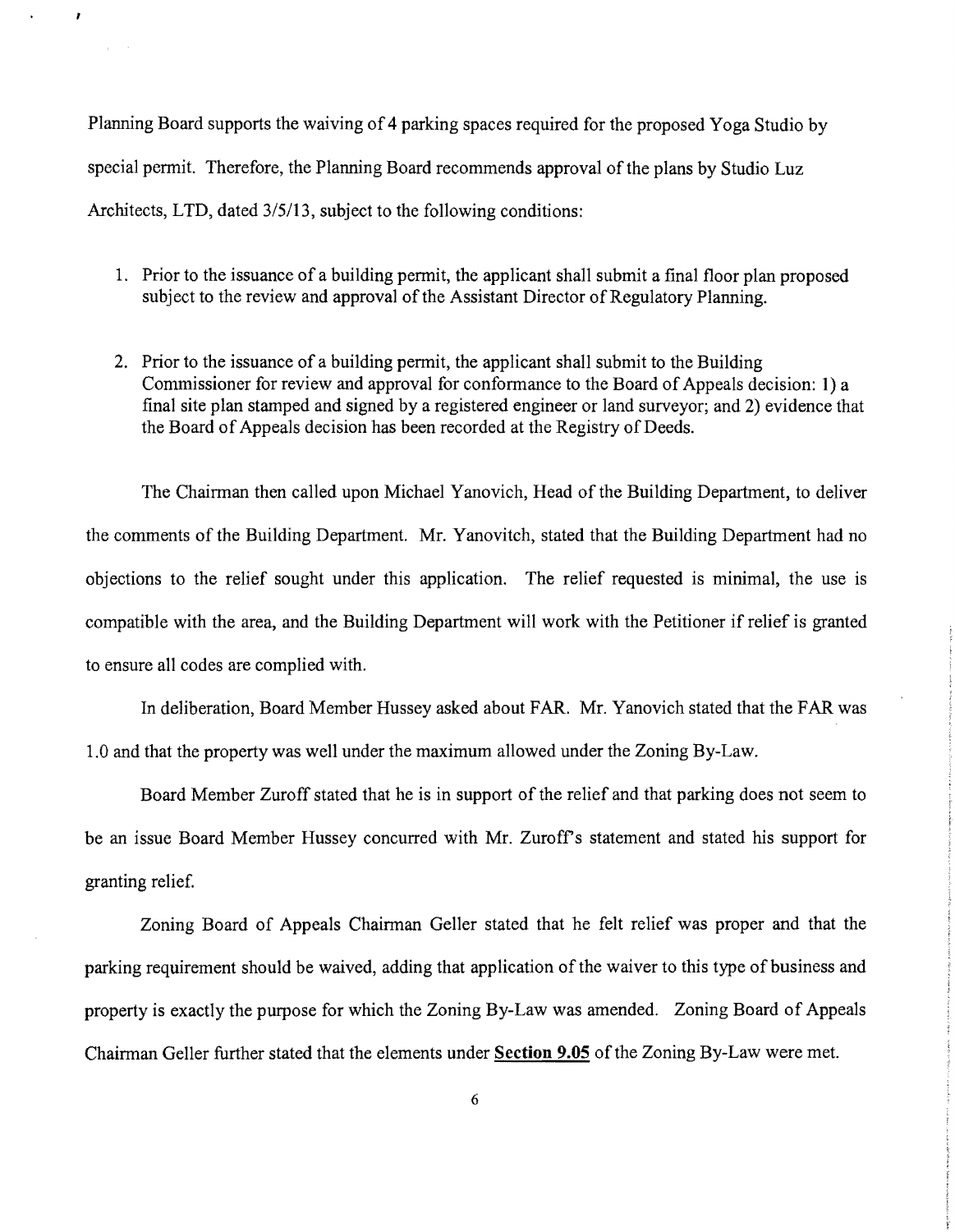Planning Board supports the waiving of 4 parking spaces required for the proposed Yoga Studio by special permit. Therefore, the Planning Board recommends approval of the plans by Studio Luz Architects, LTD, dated 3/5/13, subject to the following conditions:

1. Prior to the issuance of a building permit, the applicant shall submit a final floor plan proposed subject to the review and approval of the Assistant Director of Regulatory Planning.

2. Prior to the issuance of a building permit, the applicant shall submit to the Building Commissioner for review and approval for conformance to the Board of Appeals decision: 1) a final site plan stamped and signed by a registered engineer or land surveyor; and 2) evidence that the Board of Appeals decision has been recorded at the Registry of Deeds.

The Chairman then called upon Michael Yanovich, Head of the Building Department, to deliver the comments of the Building Department. Mr. Yanovitch, stated that the Building Department had no objections to the relief sought under this application. The relief requested is minimal, the use is compatible with the area, and the Building Department will work with the Petitioner if relief is granted to ensure all codes are complied with.

In deliberation, Board Member Hussey asked about FAR. Mr. Yanovich stated that the FAR was 1.0 and that the property was well under the maximum allowed under the Zoning By-Law.

Board Member Zuroff stated that he is in support of the relief and that parking does not seem to be an issue Board Member Hussey concurred with Mr. Zuroff's statement and stated his support for granting relief.

Zoning Board of Appeals Chairman Geller stated that he felt relief was proper and that the parking requirement should be waived, adding that application of the waiver to this type of business and property is exactly the purpose for which the Zoning By-Law was amended. Zoning Board of Appeals Chairman Geller further stated that the elements under **Section 9.05** of the Zoning By-Law were met.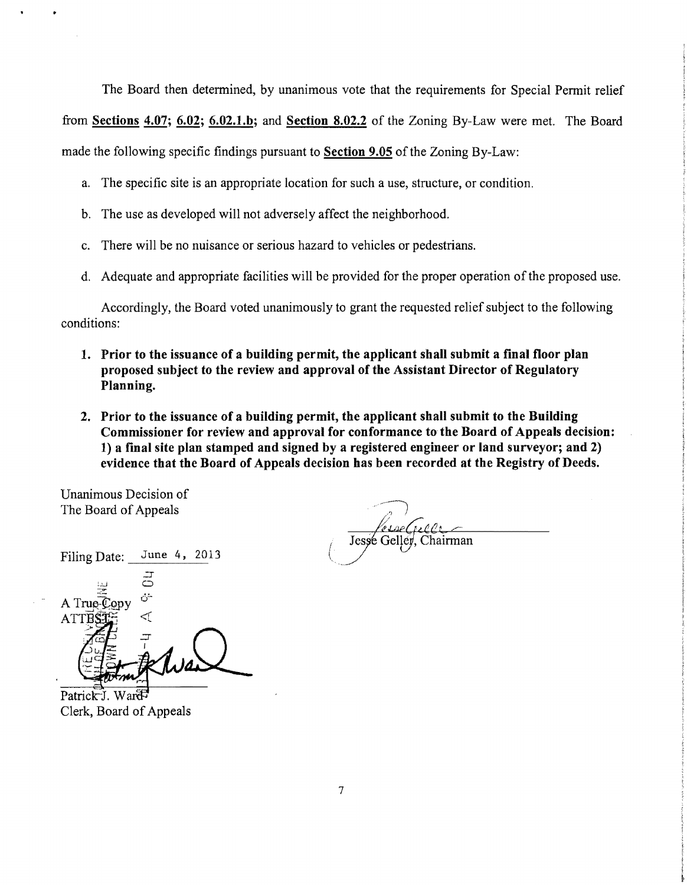The Board then determined, by unanimous vote that the requirements for Special Permit relief from **Sections 4.07; 6.02; 6.02.1.b;** and **Section 8.02.2** of the Zoning By-Law were met. The Board made the following specific findings pursuant to **Section 9.05** of the Zoning By-Law:

a. The specific site is an appropriate location for such a use, structure, or condition.

b. The use as developed will not adversely affect the neighborhood.

c. There will be no nuisance or serious hazard to vehicles or pedestrians.

d. Adequate and appropriate facilities will be provided for the proper operation of the proposed use.

Accordingly, the Board voted unanimously to grant the requested relief subject to the following conditions:

1. **Prior to the issuance of a building permit, the applicant shall submit a final floor plan proposed subject to the review and approval of the Assistant Director of Regulatory Planning.**

2. **Prior to the issuance of a building permit, the applicant shall submit to the Building Commissioner for review and approval for conformance to the Board of Appeals decision: 1) a final site plan stamped and signed by a registered engineer or land surveyor; and 2) evidence that the Board of Appeals decision has been recorded at the Registry of Deeds.**

Unanimous Decision of
The Board of Appeals

Jesse Geller, Chairman

Filing Date: June 4, 2013

A True Copy
ATTEST:

Patrick J. Ward
Clerk, Board of Appeals